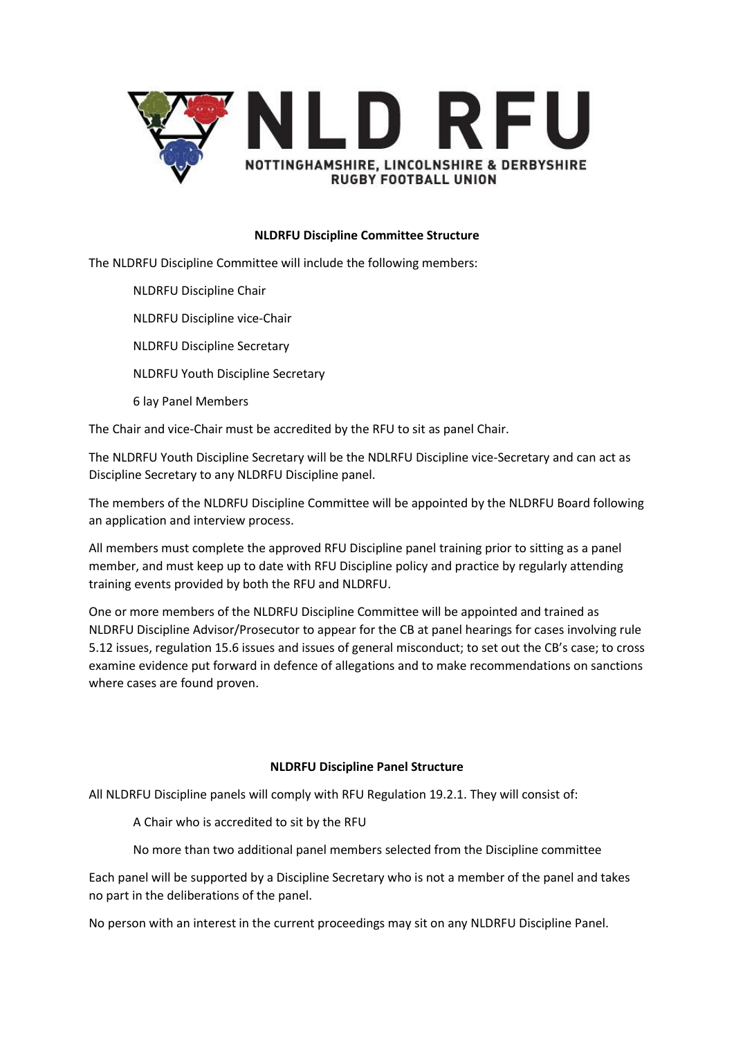NLD RFU

NOTTINGHAMSHIRE, LINCOLNSHIRE & DERBYSHIRE RUGBY FOOTBALL UNION

**NLDRFU Discipline Committee Structure**

The NLDRFU Discipline Committee will include the following members:

- NLDRFU Discipline Chair
- NLDRFU Discipline vice-Chair
- NLDRFU Discipline Secretary
- NLDRFU Youth Discipline Secretary
- 6 lay Panel Members

The Chair and vice-Chair must be accredited by the RFU to sit as panel Chair.

The NLDRFU Youth Discipline Secretary will be the NDLRFU Discipline vice-Secretary and can act as Discipline Secretary to any NLDRFU Discipline panel.

The members of the NLDRFU Discipline Committee will be appointed by the NLDRFU Board following an application and interview process.

All members must complete the approved RFU Discipline panel training prior to sitting as a panel member, and must keep up to date with RFU Discipline policy and practice by regularly attending training events provided by both the RFU and NLDRFU.

One or more members of the NLDRFU Discipline Committee will be appointed and trained as NLDRFU Discipline Advisor/Prosecutor to appear for the CB at panel hearings for cases involving rule 5.12 issues, regulation 15.6 issues and issues of general misconduct; to set out the CB's case; to cross examine evidence put forward in defence of allegations and to make recommendations on sanctions where cases are found proven.

**NLDRFU Discipline Panel Structure**

All NLDRFU Discipline panels will comply with RFU Regulation 19.2.1. They will consist of:

- A Chair who is accredited to sit by the RFU
- No more than two additional panel members selected from the Discipline committee

Each panel will be supported by a Discipline Secretary who is not a member of the panel and takes no part in the deliberations of the panel.

No person with an interest in the current proceedings may sit on any NLDRFU Discipline Panel.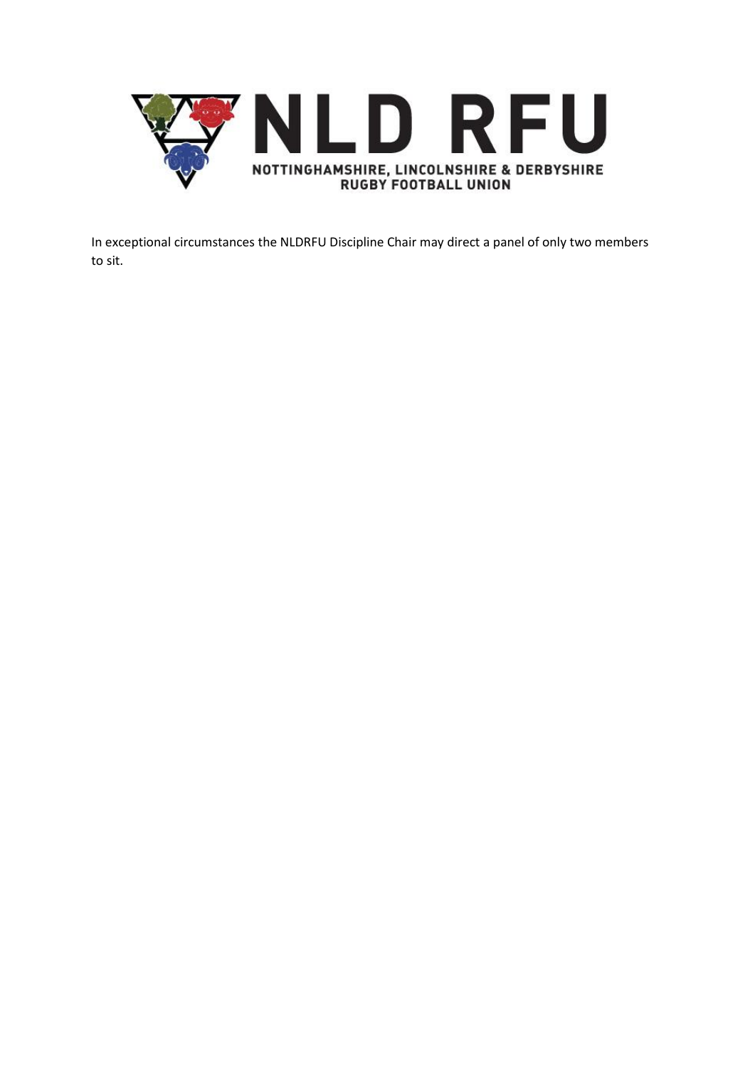In exceptional circumstances the NLDRFU Discipline Chair may direct a panel of only two members to sit.